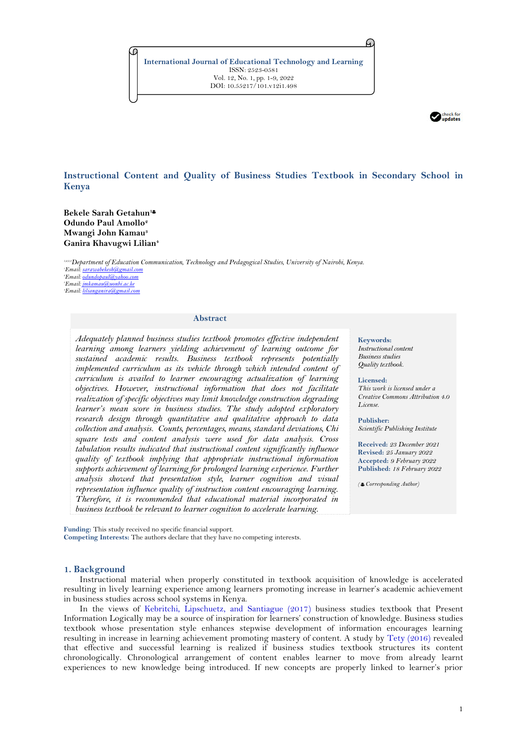International Journal of Educational Technology and Learning
ISSN: 2523-0581
Vol. 12, No. 1, pp. 1-9, 2022
DOI: 10.55217/101.v12i1.498

# Instructional Content and Quality of Business Studies Textbook in Secondary School in Kenya

**Bekele Sarah Getahun[1]**
**Odundo Paul Amollo[2]**
**Mwangi John Kamau[3]**
**Ganira Khavugwi Lilian[4]**

[1,2,3,4]*Department of Education Communication, Technology and Pedagogical Studies, University of Nairobi, Kenya.*
[1]*Email:* sarawabekesh@gmail.com
[2]*Email:* odundopaul@yahoo.com
[3]*Email:* jmkamau@uonbi.ac.ke
[4]*Email:* lilianganira@gmail.com

## Abstract

*Adequately planned business studies textbook promotes effective independent learning among learners yielding achievement of learning outcome for sustained academic results. Business textbook represents potentially implemented curriculum as its vehicle through which intended content of curriculum is availed to learner encouraging actualization of learning objectives. However, instructional information that does not facilitate realization of specific objectives may limit knowledge construction degrading learner's mean score in business studies. The study adopted exploratory research design through quantitative and qualitative approach to data collection and analysis. Counts, percentages, means, standard deviations, Chi square tests and content analysis were used for data analysis. Cross tabulation results indicated that instructional content significantly influence quality of textbook implying that appropriate instructional information supports achievement of learning for prolonged learning experience. Further analysis showed that presentation style, learner cognition and visual representation influence quality of instruction content encouraging learning. Therefore, it is recommended that educational material incorporated in business textbook be relevant to learner cognition to accelerate learning.*

**Keywords:**
*Instructional content*
*Business studies*
*Quality textbook.*

**Licensed:**
*This work is licensed under a Creative Commons Attribution 4.0 License.*

**Publisher:**
*Scientific Publishing Institute*

**Received:** *23 December 2021*
**Revised:** *25 January 2022*
**Accepted:** *9 February 2022*
**Published:** *18 February 2022*

*(Corresponding Author)*

**Funding:** This study received no specific financial support.
**Competing Interests:** The authors declare that they have no competing interests.

## 1. Background

Instructional material when properly constituted in textbook acquisition of knowledge is accelerated resulting in lively learning experience among learners promoting increase in learner's academic achievement in business studies across school systems in Kenya.

In the views of Kebritchi, Lipschuetz, and Santiague (2017) business studies textbook that Present Information Logically may be a source of inspiration for learners' construction of knowledge. Business studies textbook whose presentation style enhances stepwise development of information encourages learning resulting in increase in learning achievement promoting mastery of content. A study by Tety (2016) revealed that effective and successful learning is realized if business studies textbook structures its content chronologically. Chronological arrangement of content enables learner to move from already learnt experiences to new knowledge being introduced. If new concepts are properly linked to learner's prior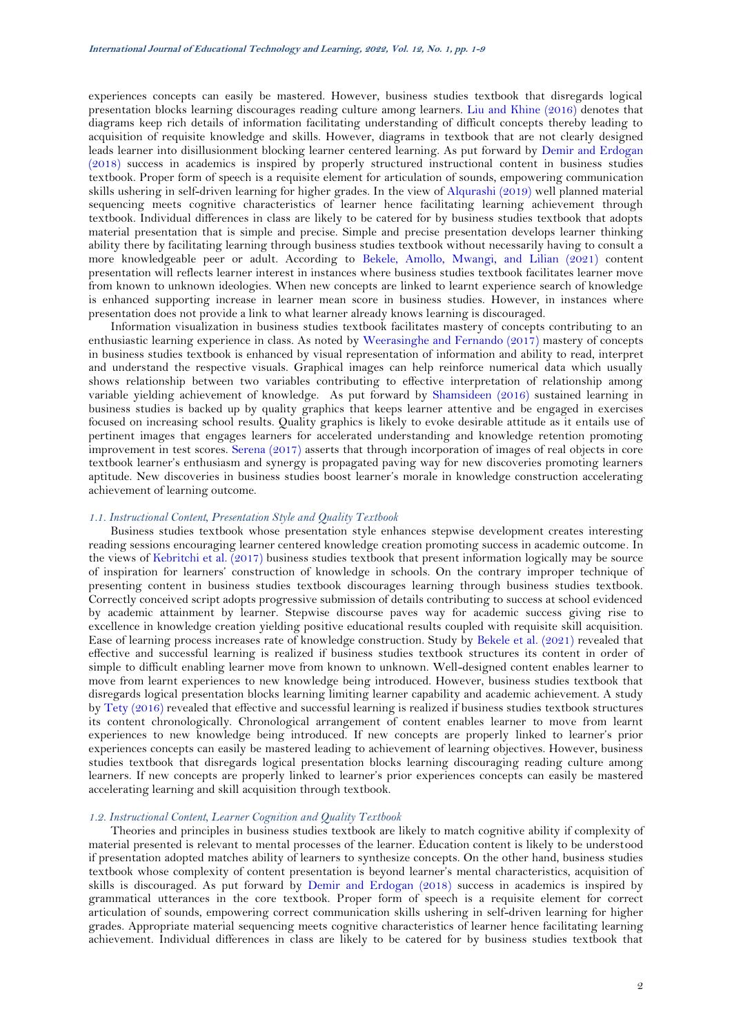experiences concepts can easily be mastered. However, business studies textbook that disregards logical presentation blocks learning discourages reading culture among learners. Liu and Khine (2016) denotes that diagrams keep rich details of information facilitating understanding of difficult concepts thereby leading to acquisition of requisite knowledge and skills. However, diagrams in textbook that are not clearly designed leads learner into disillusionment blocking learner centered learning. As put forward by Demir and Erdogan (2018) success in academics is inspired by properly structured instructional content in business studies textbook. Proper form of speech is a requisite element for articulation of sounds, empowering communication skills ushering in self-driven learning for higher grades. In the view of Alqurashi (2019) well planned material sequencing meets cognitive characteristics of learner hence facilitating learning achievement through textbook. Individual differences in class are likely to be catered for by business studies textbook that adopts material presentation that is simple and precise. Simple and precise presentation develops learner thinking ability there by facilitating learning through business studies textbook without necessarily having to consult a more knowledgeable peer or adult. According to Bekele, Amollo, Mwangi, and Lilian (2021) content presentation will reflects learner interest in instances where business studies textbook facilitates learner move from known to unknown ideologies. When new concepts are linked to learnt experience search of knowledge is enhanced supporting increase in learner mean score in business studies. However, in instances where presentation does not provide a link to what learner already knows learning is discouraged.

Information visualization in business studies textbook facilitates mastery of concepts contributing to an enthusiastic learning experience in class. As noted by Weerasinghe and Fernando (2017) mastery of concepts in business studies textbook is enhanced by visual representation of information and ability to read, interpret and understand the respective visuals. Graphical images can help reinforce numerical data which usually shows relationship between two variables contributing to effective interpretation of relationship among variable yielding achievement of knowledge. As put forward by Shamsideen (2016) sustained learning in business studies is backed up by quality graphics that keeps learner attentive and be engaged in exercises focused on increasing school results. Quality graphics is likely to evoke desirable attitude as it entails use of pertinent images that engages learners for accelerated understanding and knowledge retention promoting improvement in test scores. Serena (2017) asserts that through incorporation of images of real objects in core textbook learner's enthusiasm and synergy is propagated paving way for new discoveries promoting learners aptitude. New discoveries in business studies boost learner's morale in knowledge construction accelerating achievement of learning outcome.

### *1.1. Instructional Content, Presentation Style and Quality Textbook*

Business studies textbook whose presentation style enhances stepwise development creates interesting reading sessions encouraging learner centered knowledge creation promoting success in academic outcome. In the views of Kebritchi et al. (2017) business studies textbook that present information logically may be source of inspiration for learners' construction of knowledge in schools. On the contrary improper technique of presenting content in business studies textbook discourages learning through business studies textbook. Correctly conceived script adopts progressive submission of details contributing to success at school evidenced by academic attainment by learner. Stepwise discourse paves way for academic success giving rise to excellence in knowledge creation yielding positive educational results coupled with requisite skill acquisition. Ease of learning process increases rate of knowledge construction. Study by Bekele et al. (2021) revealed that effective and successful learning is realized if business studies textbook structures its content in order of simple to difficult enabling learner move from known to unknown. Well-designed content enables learner to move from learnt experiences to new knowledge being introduced. However, business studies textbook that disregards logical presentation blocks learning limiting learner capability and academic achievement. A study by Tety (2016) revealed that effective and successful learning is realized if business studies textbook structures its content chronologically. Chronological arrangement of content enables learner to move from learnt experiences to new knowledge being introduced. If new concepts are properly linked to learner's prior experiences concepts can easily be mastered leading to achievement of learning objectives. However, business studies textbook that disregards logical presentation blocks learning discouraging reading culture among learners. If new concepts are properly linked to learner's prior experiences concepts can easily be mastered accelerating learning and skill acquisition through textbook.

### *1.2. Instructional Content, Learner Cognition and Quality Textbook*

Theories and principles in business studies textbook are likely to match cognitive ability if complexity of material presented is relevant to mental processes of the learner. Education content is likely to be understood if presentation adopted matches ability of learners to synthesize concepts. On the other hand, business studies textbook whose complexity of content presentation is beyond learner's mental characteristics, acquisition of skills is discouraged. As put forward by Demir and Erdogan (2018) success in academics is inspired by grammatical utterances in the core textbook. Proper form of speech is a requisite element for correct articulation of sounds, empowering correct communication skills ushering in self-driven learning for higher grades. Appropriate material sequencing meets cognitive characteristics of learner hence facilitating learning achievement. Individual differences in class are likely to be catered for by business studies textbook that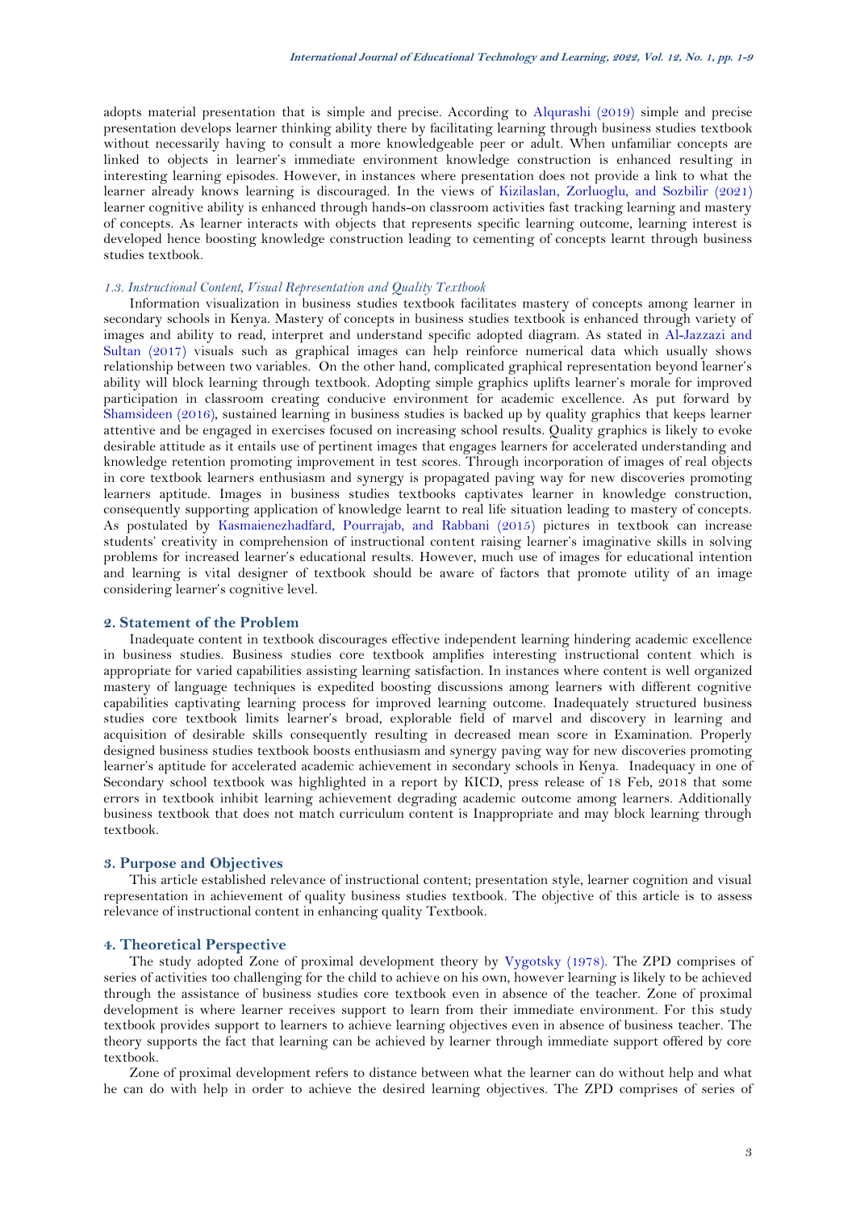adopts material presentation that is simple and precise. According to Alqurashi (2019) simple and precise presentation develops learner thinking ability there by facilitating learning through business studies textbook without necessarily having to consult a more knowledgeable peer or adult. When unfamiliar concepts are linked to objects in learner's immediate environment knowledge construction is enhanced resulting in interesting learning episodes. However, in instances where presentation does not provide a link to what the learner already knows learning is discouraged. In the views of Kizilaslan, Zorluoglu, and Sozbilir (2021) learner cognitive ability is enhanced through hands-on classroom activities fast tracking learning and mastery of concepts. As learner interacts with objects that represents specific learning outcome, learning interest is developed hence boosting knowledge construction leading to cementing of concepts learnt through business studies textbook.

### *1.3. Instructional Content, Visual Representation and Quality Textbook*

Information visualization in business studies textbook facilitates mastery of concepts among learner in secondary schools in Kenya. Mastery of concepts in business studies textbook is enhanced through variety of images and ability to read, interpret and understand specific adopted diagram. As stated in Al-Jazzazi and Sultan (2017) visuals such as graphical images can help reinforce numerical data which usually shows relationship between two variables. On the other hand, complicated graphical representation beyond learner's ability will block learning through textbook. Adopting simple graphics uplifts learner's morale for improved participation in classroom creating conducive environment for academic excellence. As put forward by Shamsideen (2016), sustained learning in business studies is backed up by quality graphics that keeps learner attentive and be engaged in exercises focused on increasing school results. Quality graphics is likely to evoke desirable attitude as it entails use of pertinent images that engages learners for accelerated understanding and knowledge retention promoting improvement in test scores. Through incorporation of images of real objects in core textbook learners enthusiasm and synergy is propagated paving way for new discoveries promoting learners aptitude. Images in business studies textbooks captivates learner in knowledge construction, consequently supporting application of knowledge learnt to real life situation leading to mastery of concepts. As postulated by Kasmaienezhadfard, Pourrajab, and Rabbani (2015) pictures in textbook can increase students' creativity in comprehension of instructional content raising learner's imaginative skills in solving problems for increased learner's educational results. However, much use of images for educational intention and learning is vital designer of textbook should be aware of factors that promote utility of an image considering learner's cognitive level.

## 2. Statement of the Problem

Inadequate content in textbook discourages effective independent learning hindering academic excellence in business studies. Business studies core textbook amplifies interesting instructional content which is appropriate for varied capabilities assisting learning satisfaction. In instances where content is well organized mastery of language techniques is expedited boosting discussions among learners with different cognitive capabilities captivating learning process for improved learning outcome. Inadequately structured business studies core textbook limits learner's broad, explorable field of marvel and discovery in learning and acquisition of desirable skills consequently resulting in decreased mean score in Examination. Properly designed business studies textbook boosts enthusiasm and synergy paving way for new discoveries promoting learner's aptitude for accelerated academic achievement in secondary schools in Kenya. Inadequacy in one of Secondary school textbook was highlighted in a report by KICD, press release of 18 Feb, 2018 that some errors in textbook inhibit learning achievement degrading academic outcome among learners. Additionally business textbook that does not match curriculum content is Inappropriate and may block learning through textbook.

## 3. Purpose and Objectives

This article established relevance of instructional content; presentation style, learner cognition and visual representation in achievement of quality business studies textbook. The objective of this article is to assess relevance of instructional content in enhancing quality Textbook.

## 4. Theoretical Perspective

The study adopted Zone of proximal development theory by Vygotsky (1978). The ZPD comprises of series of activities too challenging for the child to achieve on his own, however learning is likely to be achieved through the assistance of business studies core textbook even in absence of the teacher. Zone of proximal development is where learner receives support to learn from their immediate environment. For this study textbook provides support to learners to achieve learning objectives even in absence of business teacher. The theory supports the fact that learning can be achieved by learner through immediate support offered by core textbook.

Zone of proximal development refers to distance between what the learner can do without help and what he can do with help in order to achieve the desired learning objectives. The ZPD comprises of series of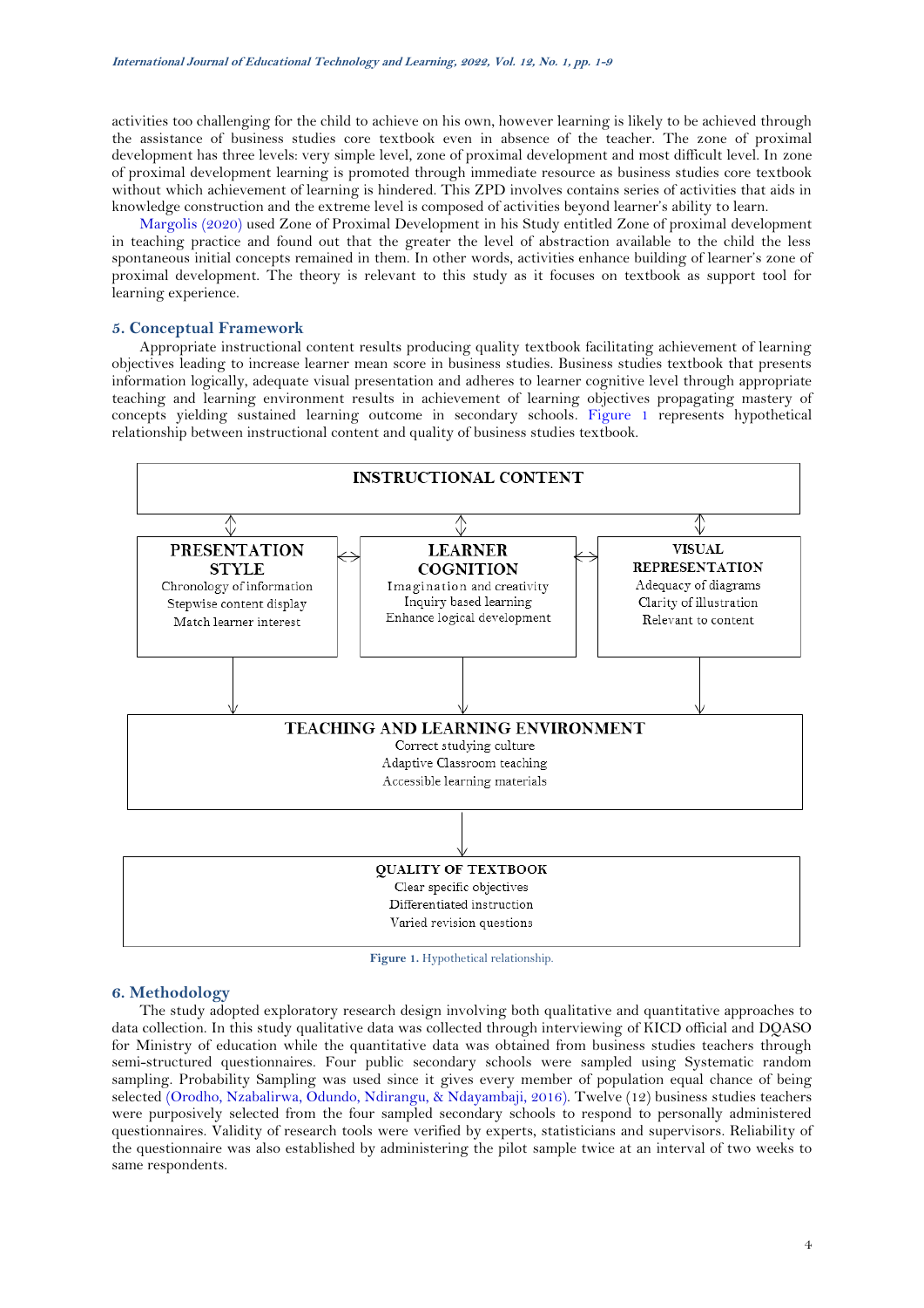activities too challenging for the child to achieve on his own, however learning is likely to be achieved through the assistance of business studies core textbook even in absence of the teacher. The zone of proximal development has three levels: very simple level, zone of proximal development and most difficult level. In zone of proximal development learning is promoted through immediate resource as business studies core textbook without which achievement of learning is hindered. This ZPD involves contains series of activities that aids in knowledge construction and the extreme level is composed of activities beyond learner's ability to learn.

Margolis (2020) used Zone of Proximal Development in his Study entitled Zone of proximal development in teaching practice and found out that the greater the level of abstraction available to the child the less spontaneous initial concepts remained in them. In other words, activities enhance building of learner's zone of proximal development. The theory is relevant to this study as it focuses on textbook as support tool for learning experience.

## 5. Conceptual Framework

Appropriate instructional content results producing quality textbook facilitating achievement of learning objectives leading to increase learner mean score in business studies. Business studies textbook that presents information logically, adequate visual presentation and adheres to learner cognitive level through appropriate teaching and learning environment results in achievement of learning objectives propagating mastery of concepts yielding sustained learning outcome in secondary schools. Figure 1 represents hypothetical relationship between instructional content and quality of business studies textbook.

INSTRUCTIONAL CONTENT

PRESENTATION STYLE
Chronology of information
Stepwise content display
Match learner interest

LEARNER COGNITION
Imagination and creativity
Inquiry based learning
Enhance logical development

VISUAL REPRESENTATION
Adequacy of diagrams
Clarity of illustration
Relevant to content

TEACHING AND LEARNING ENVIRONMENT
Correct studying culture
Adaptive Classroom teaching
Accessible learning materials

QUALITY OF TEXTBOOK
Clear specific objectives
Differentiated instruction
Varied revision questions

**Figure 1.** Hypothetical relationship.

## 6. Methodology

The study adopted exploratory research design involving both qualitative and quantitative approaches to data collection. In this study qualitative data was collected through interviewing of KICD official and DQASO for Ministry of education while the quantitative data was obtained from business studies teachers through semi-structured questionnaires. Four public secondary schools were sampled using Systematic random sampling. Probability Sampling was used since it gives every member of population equal chance of being selected (Orodho, Nzabalirwa, Odundo, Ndirangu, & Ndayambaji, 2016). Twelve (12) business studies teachers were purposively selected from the four sampled secondary schools to respond to personally administered questionnaires. Validity of research tools were verified by experts, statisticians and supervisors. Reliability of the questionnaire was also established by administering the pilot sample twice at an interval of two weeks to same respondents.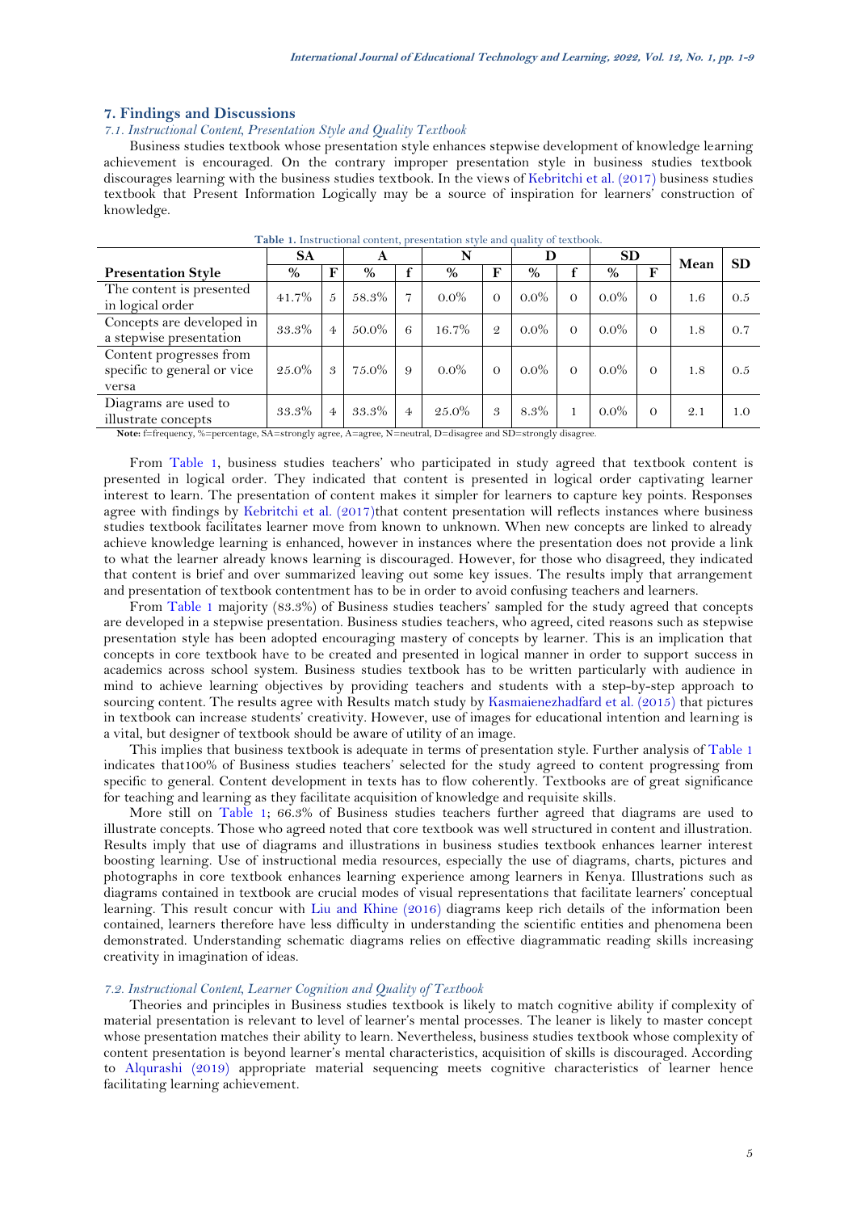## 7. Findings and Discussions

### *7.1. Instructional Content, Presentation Style and Quality Textbook*

Business studies textbook whose presentation style enhances stepwise development of knowledge learning achievement is encouraged. On the contrary improper presentation style in business studies textbook discourages learning with the business studies textbook. In the views of Kebritchi et al. (2017) business studies textbook that Present Information Logically may be a source of inspiration for learners' construction of knowledge.

**Table 1.** Instructional content, presentation style and quality of textbook.

| | SA | | A | | N | | D | | SD | | Mean | SD |
|---|---|---|---|---|---|---|---|---|---|---|---|---|
| **Presentation Style** | % | F | % | f | % | F | % | f | % | F | | |
| The content is presented in logical order | 41.7% | 5 | 58.3% | 7 | 0.0% | 0 | 0.0% | 0 | 0.0% | 0 | 1.6 | 0.5 |
| Concepts are developed in a stepwise presentation | 33.3% | 4 | 50.0% | 6 | 16.7% | 2 | 0.0% | 0 | 0.0% | 0 | 1.8 | 0.7 |
| Content progresses from specific to general or vice versa | 25.0% | 3 | 75.0% | 9 | 0.0% | 0 | 0.0% | 0 | 0.0% | 0 | 1.8 | 0.5 |
| Diagrams are used to illustrate concepts | 33.3% | 4 | 33.3% | 4 | 25.0% | 3 | 8.3% | 1 | 0.0% | 0 | 2.1 | 1.0 |

**Note:** f=frequency, %=percentage, SA=strongly agree, A=agree, N=neutral, D=disagree and SD=strongly disagree.

From Table 1, business studies teachers' who participated in study agreed that textbook content is presented in logical order. They indicated that content is presented in logical order captivating learner interest to learn. The presentation of content makes it simpler for learners to capture key points. Responses agree with findings by Kebritchi et al. (2017)that content presentation will reflects instances where business studies textbook facilitates learner move from known to unknown. When new concepts are linked to already achieve knowledge learning is enhanced, however in instances where the presentation does not provide a link to what the learner already knows learning is discouraged. However, for those who disagreed, they indicated that content is brief and over summarized leaving out some key issues. The results imply that arrangement and presentation of textbook contentment has to be in order to avoid confusing teachers and learners.

From Table 1 majority (83.3%) of Business studies teachers' sampled for the study agreed that concepts are developed in a stepwise presentation. Business studies teachers, who agreed, cited reasons such as stepwise presentation style has been adopted encouraging mastery of concepts by learner. This is an implication that concepts in core textbook have to be created and presented in logical manner in order to support success in academics across school system. Business studies textbook has to be written particularly with audience in mind to achieve learning objectives by providing teachers and students with a step-by-step approach to sourcing content. The results agree with Results match study by Kasmaienezhadfard et al. (2015) that pictures in textbook can increase students' creativity. However, use of images for educational intention and learning is a vital, but designer of textbook should be aware of utility of an image.

This implies that business textbook is adequate in terms of presentation style. Further analysis of Table 1 indicates that100% of Business studies teachers' selected for the study agreed to content progressing from specific to general. Content development in texts has to flow coherently. Textbooks are of great significance for teaching and learning as they facilitate acquisition of knowledge and requisite skills.

More still on Table 1; 66.3% of Business studies teachers further agreed that diagrams are used to illustrate concepts. Those who agreed noted that core textbook was well structured in content and illustration. Results imply that use of diagrams and illustrations in business studies textbook enhances learner interest boosting learning. Use of instructional media resources, especially the use of diagrams, charts, pictures and photographs in core textbook enhances learning experience among learners in Kenya. Illustrations such as diagrams contained in textbook are crucial modes of visual representations that facilitate learners' conceptual learning. This result concur with Liu and Khine (2016) diagrams keep rich details of the information been contained, learners therefore have less difficulty in understanding the scientific entities and phenomena been demonstrated. Understanding schematic diagrams relies on effective diagrammatic reading skills increasing creativity in imagination of ideas.

### *7.2. Instructional Content, Learner Cognition and Quality of Textbook*

Theories and principles in Business studies textbook is likely to match cognitive ability if complexity of material presentation is relevant to level of learner's mental processes. The leaner is likely to master concept whose presentation matches their ability to learn. Nevertheless, business studies textbook whose complexity of content presentation is beyond learner's mental characteristics, acquisition of skills is discouraged. According to Alqurashi (2019) appropriate material sequencing meets cognitive characteristics of learner hence facilitating learning achievement.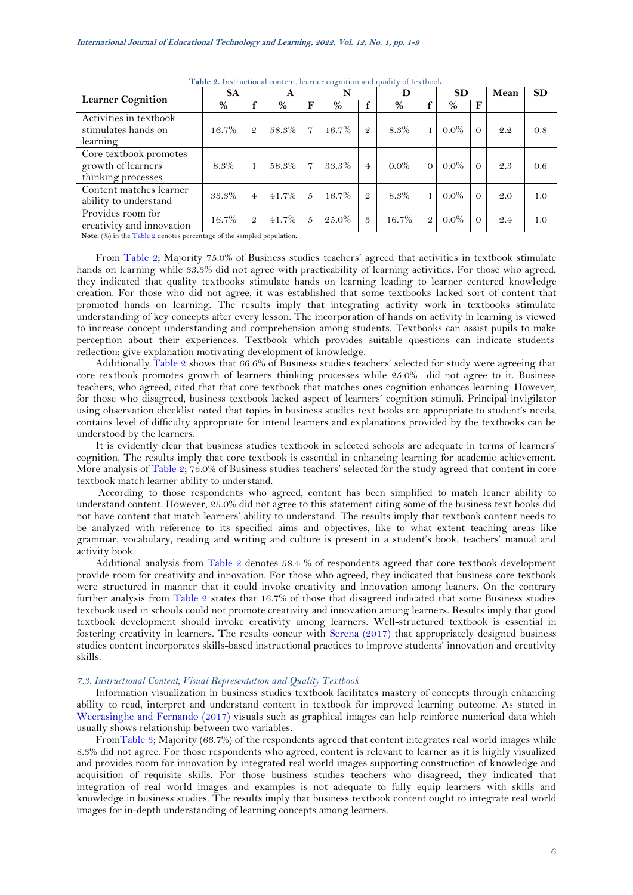**Table 2.** Instructional content, learner cognition and quality of textbook.

| Learner Cognition | SA | | A | | N | | D | | SD | | Mean | SD |
|---|---|---|---|---|---|---|---|---|---|---|---|---|
| | % | f | % | F | % | f | % | f | % | F | | |
| Activities in textbook stimulates hands on learning | 16.7% | 2 | 58.3% | 7 | 16.7% | 2 | 8.3% | 1 | 0.0% | 0 | 2.2 | 0.8 |
| Core textbook promotes growth of learners thinking processes | 8.3% | 1 | 58.3% | 7 | 33.3% | 4 | 0.0% | 0 | 0.0% | 0 | 2.3 | 0.6 |
| Content matches learner ability to understand | 33.3% | 4 | 41.7% | 5 | 16.7% | 2 | 8.3% | 1 | 0.0% | 0 | 2.0 | 1.0 |
| Provides room for creativity and innovation | 16.7% | 2 | 41.7% | 5 | 25.0% | 3 | 16.7% | 2 | 0.0% | 0 | 2.4 | 1.0 |

**Note:** (%) in the Table 2 denotes percentage of the sampled population.

From Table 2; Majority 75.0% of Business studies teachers' agreed that activities in textbook stimulate hands on learning while 33.3% did not agree with practicability of learning activities. For those who agreed, they indicated that quality textbooks stimulate hands on learning leading to learner centered knowledge creation. For those who did not agree, it was established that some textbooks lacked sort of content that promoted hands on learning. The results imply that integrating activity work in textbooks stimulate understanding of key concepts after every lesson. The incorporation of hands on activity in learning is viewed to increase concept understanding and comprehension among students. Textbooks can assist pupils to make perception about their experiences. Textbook which provides suitable questions can indicate students' reflection; give explanation motivating development of knowledge.

Additionally Table 2 shows that 66.6% of Business studies teachers' selected for study were agreeing that core textbook promotes growth of learners thinking processes while 25.0% did not agree to it. Business teachers, who agreed, cited that that core textbook that matches ones cognition enhances learning. However, for those who disagreed, business textbook lacked aspect of learners' cognition stimuli. Principal invigilator using observation checklist noted that topics in business studies text books are appropriate to student's needs, contains level of difficulty appropriate for intend learners and explanations provided by the textbooks can be understood by the learners.

It is evidently clear that business studies textbook in selected schools are adequate in terms of learners' cognition. The results imply that core textbook is essential in enhancing learning for academic achievement. More analysis of Table 2; 75.0% of Business studies teachers' selected for the study agreed that content in core textbook match learner ability to understand.

According to those respondents who agreed, content has been simplified to match leaner ability to understand content. However, 25.0% did not agree to this statement citing some of the business text books did not have content that match learners' ability to understand. The results imply that textbook content needs to be analyzed with reference to its specified aims and objectives, like to what extent teaching areas like grammar, vocabulary, reading and writing and culture is present in a student's book, teachers' manual and activity book.

Additional analysis from Table 2 denotes 58.4 % of respondents agreed that core textbook development provide room for creativity and innovation. For those who agreed, they indicated that business core textbook were structured in manner that it could invoke creativity and innovation among leaners. On the contrary further analysis from Table 2 states that 16.7% of those that disagreed indicated that some Business studies textbook used in schools could not promote creativity and innovation among learners. Results imply that good textbook development should invoke creativity among learners. Well-structured textbook is essential in fostering creativity in learners. The results concur with Serena (2017) that appropriately designed business studies content incorporates skills-based instructional practices to improve students' innovation and creativity skills.

### *7.3. Instructional Content, Visual Representation and Quality Textbook*

Information visualization in business studies textbook facilitates mastery of concepts through enhancing ability to read, interpret and understand content in textbook for improved learning outcome. As stated in Weerasinghe and Fernando (2017) visuals such as graphical images can help reinforce numerical data which usually shows relationship between two variables.

FromTable 3; Majority (66.7%) of the respondents agreed that content integrates real world images while 8.3% did not agree. For those respondents who agreed, content is relevant to learner as it is highly visualized and provides room for innovation by integrated real world images supporting construction of knowledge and acquisition of requisite skills. For those business studies teachers who disagreed, they indicated that integration of real world images and examples is not adequate to fully equip learners with skills and knowledge in business studies. The results imply that business textbook content ought to integrate real world images for in-depth understanding of learning concepts among learners.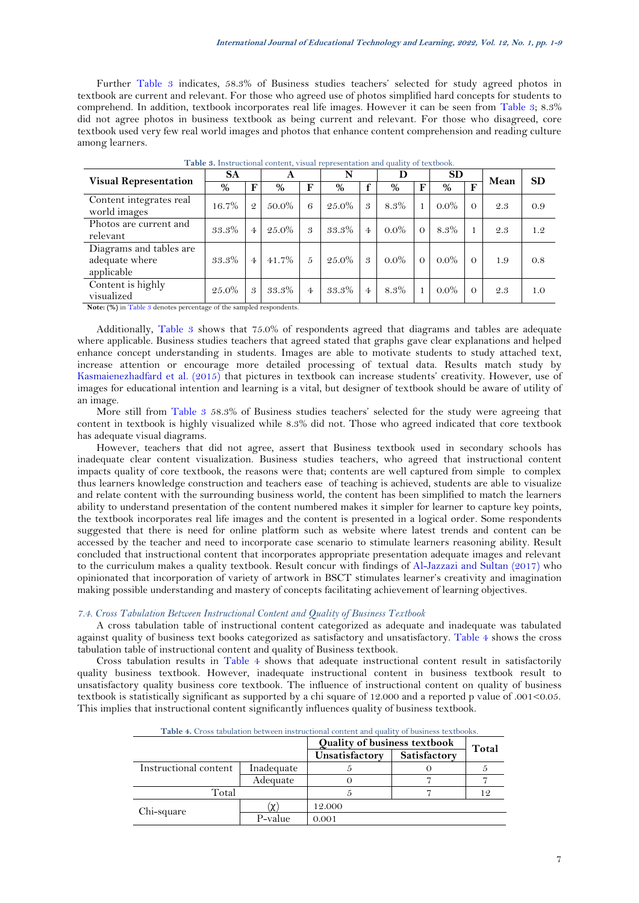Further Table 3 indicates, 58.3% of Business studies teachers' selected for study agreed photos in textbook are current and relevant. For those who agreed use of photos simplified hard concepts for students to comprehend. In addition, textbook incorporates real life images. However it can be seen from Table 3; 8.3% did not agree photos in business textbook as being current and relevant. For those who disagreed, core textbook used very few real world images and photos that enhance content comprehension and reading culture among learners.

**Table 3.** Instructional content, visual representation and quality of textbook.

| Visual Representation | SA | | A | | N | | D | | SD | | Mean | SD |
|---|---|---|---|---|---|---|---|---|---|---|---|---|
| | % | F | % | F | % | f | % | F | % | F | | |
| Content integrates real world images | 16.7% | 2 | 50.0% | 6 | 25.0% | 3 | 8.3% | 1 | 0.0% | 0 | 2.3 | 0.9 |
| Photos are current and relevant | 33.3% | 4 | 25.0% | 3 | 33.3% | 4 | 0.0% | 0 | 8.3% | 1 | 2.3 | 1.2 |
| Diagrams and tables are adequate where applicable | 33.3% | 4 | 41.7% | 5 | 25.0% | 3 | 0.0% | 0 | 0.0% | 0 | 1.9 | 0.8 |
| Content is highly visualized | 25.0% | 3 | 33.3% | 4 | 33.3% | 4 | 8.3% | 1 | 0.0% | 0 | 2.3 | 1.0 |

**Note:** (%) in Table 3 denotes percentage of the sampled respondents.

Additionally, Table 3 shows that 75.0% of respondents agreed that diagrams and tables are adequate where applicable. Business studies teachers that agreed stated that graphs gave clear explanations and helped enhance concept understanding in students. Images are able to motivate students to study attached text, increase attention or encourage more detailed processing of textual data. Results match study by Kasmaienezhadfard et al. (2015) that pictures in textbook can increase students' creativity. However, use of images for educational intention and learning is a vital, but designer of textbook should be aware of utility of an image.

More still from Table 3 58.3% of Business studies teachers' selected for the study were agreeing that content in textbook is highly visualized while 8.3% did not. Those who agreed indicated that core textbook has adequate visual diagrams.

However, teachers that did not agree, assert that Business textbook used in secondary schools has inadequate clear content visualization. Business studies teachers, who agreed that instructional content impacts quality of core textbook, the reasons were that; contents are well captured from simple to complex thus learners knowledge construction and teachers ease of teaching is achieved, students are able to visualize and relate content with the surrounding business world, the content has been simplified to match the learners ability to understand presentation of the content numbered makes it simpler for learner to capture key points, the textbook incorporates real life images and the content is presented in a logical order. Some respondents suggested that there is need for online platform such as website where latest trends and content can be accessed by the teacher and need to incorporate case scenario to stimulate learners reasoning ability. Result concluded that instructional content that incorporates appropriate presentation adequate images and relevant to the curriculum makes a quality textbook. Result concur with findings of Al-Jazzazi and Sultan (2017) who opinionated that incorporation of variety of artwork in BSCT stimulates learner's creativity and imagination making possible understanding and mastery of concepts facilitating achievement of learning objectives.

### *7.4. Cross Tabulation Between Instructional Content and Quality of Business Textbook*

A cross tabulation table of instructional content categorized as adequate and inadequate was tabulated against quality of business text books categorized as satisfactory and unsatisfactory. Table 4 shows the cross tabulation table of instructional content and quality of Business textbook.

Cross tabulation results in Table 4 shows that adequate instructional content result in satisfactorily quality business textbook. However, inadequate instructional content in business textbook result to unsatisfactory quality business core textbook. The influence of instructional content on quality of business textbook is statistically significant as supported by a chi square of 12.000 and a reported p value of .001<0.05. This implies that instructional content significantly influences quality of business textbook.

**Table 4.** Cross tabulation between instructional content and quality of business textbooks.

| | | Quality of business textbook | | Total |
|---|---|---|---|---|
| | | Unsatisfactory | Satisfactory | |
| Instructional content | Inadequate | 5 | 0 | 5 |
| | Adequate | 0 | 7 | 7 |
| Total | | 5 | 7 | 12 |
| Chi-square | ($\chi$) | 12.000 | | |
| | P-value | 0.001 | | |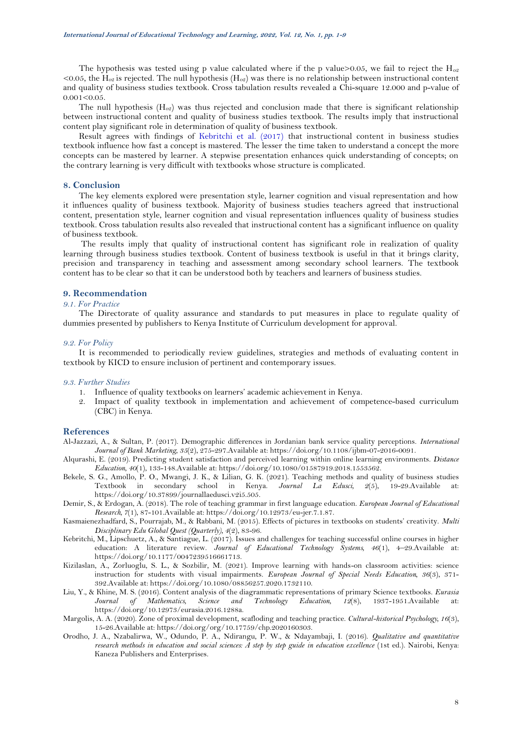The hypothesis was tested using p value calculated where if the p value>0.05, we fail to reject the $H_{o2}$ <0.05, the $H_{o2}$ is rejected. The null hypothesis ($H_{o2}$) was there is no relationship between instructional content and quality of business studies textbook. Cross tabulation results revealed a Chi-square 12.000 and p-value of 0.001<0.05.

The null hypothesis ($H_{o2}$) was thus rejected and conclusion made that there is significant relationship between instructional content and quality of business studies textbook. The results imply that instructional content play significant role in determination of quality of business textbook.

Result agrees with findings of Kebritchi et al. (2017) that instructional content in business studies textbook influence how fast a concept is mastered. The lesser the time taken to understand a concept the more concepts can be mastered by learner. A stepwise presentation enhances quick understanding of concepts; on the contrary learning is very difficult with textbooks whose structure is complicated.

## 8. Conclusion

The key elements explored were presentation style, learner cognition and visual representation and how it influences quality of business textbook. Majority of business studies teachers agreed that instructional content, presentation style, learner cognition and visual representation influences quality of business studies textbook. Cross tabulation results also revealed that instructional content has a significant influence on quality of business textbook.

The results imply that quality of instructional content has significant role in realization of quality learning through business studies textbook. Content of business textbook is useful in that it brings clarity, precision and transparency in teaching and assessment among secondary school learners. The textbook content has to be clear so that it can be understood both by teachers and learners of business studies.

## 9. Recommendation

### *9.1. For Practice*

The Directorate of quality assurance and standards to put measures in place to regulate quality of dummies presented by publishers to Kenya Institute of Curriculum development for approval.

### *9.2. For Policy*

It is recommended to periodically review guidelines, strategies and methods of evaluating content in textbook by KICD to ensure inclusion of pertinent and contemporary issues.

### *9.3. Further Studies*

1. Influence of quality textbooks on learners' academic achievement in Kenya.
2. Impact of quality textbook in implementation and achievement of competence-based curriculum (CBC) in Kenya.

## References

Al-Jazzazi, A., & Sultan, P. (2017). Demographic differences in Jordanian bank service quality perceptions. *International Journal of Bank Marketing, 35*(2), 275-297.Available at: https://doi.org/10.1108/ijbm-07-2016-0091.

Alqurashi, E. (2019). Predicting student satisfaction and perceived learning within online learning environments. *Distance Education, 40*(1), 133-148.Available at: https://doi.org/10.1080/01587919.2018.1553562.

Bekele, S. G., Amollo, P. O., Mwangi, J. K., & Lilian, G. K. (2021). Teaching methods and quality of business studies Textbook in secondary school in Kenya. *Journal La Edusci, 2*(5), 19-29.Available at: https://doi.org/10.37899/journallaedusci.v2i5.505.

Demir, S., & Erdogan, A. (2018). The role of teaching grammar in first language education. *European Journal of Educational Research, 7*(1), 87-101.Available at: https://doi.org/10.12973/eu-jer.7.1.87.

Kasmaienezhadfard, S., Pourrajab, M., & Rabbani, M. (2015). Effects of pictures in textbooks on students' creativity. *Multi Disciplinary Edu Global Quest (Quarterly), 4*(2), 83-96.

Kebritchi, M., Lipschuetz, A., & Santiague, L. (2017). Issues and challenges for teaching successful online courses in higher education: A literature review. *Journal of Educational Technology Systems, 46*(1), 4–29.Available at: https://doi.org/10.1177/0047239516661713.

Kizilaslan, A., Zorluoglu, S. L., & Sozbilir, M. (2021). Improve learning with hands-on classroom activities: science instruction for students with visual impairments. *European Journal of Special Needs Education, 36*(3), 371-392.Available at: https://doi.org/10.1080/08856257.2020.1732110.

Liu, Y., & Khine, M. S. (2016). Content analysis of the diagrammatic representations of primary Science textbooks. *Eurasia Journal of Mathematics, Science and Technology Education, 12*(8), 1937-1951.Available at: https://doi.org/10.12973/eurasia.2016.1288a.

Margolis, A. A. (2020). Zone of proximal development, scafloding and teaching practice. *Cultural-historical Psychology, 16*(3), 15-26.Available at: https://doi.org/org/10.17759/chp.2020160303.

Orodho, J. A., Nzabalirwa, W., Odundo, P. A., Ndirangu, P. W., & Ndayambaji, I. (2016). *Qualitative and quantitative research methods in education and social sciences: A step by step guide in education excellence* (1st ed.). Nairobi, Kenya: Kaneza Publishers and Enterprises.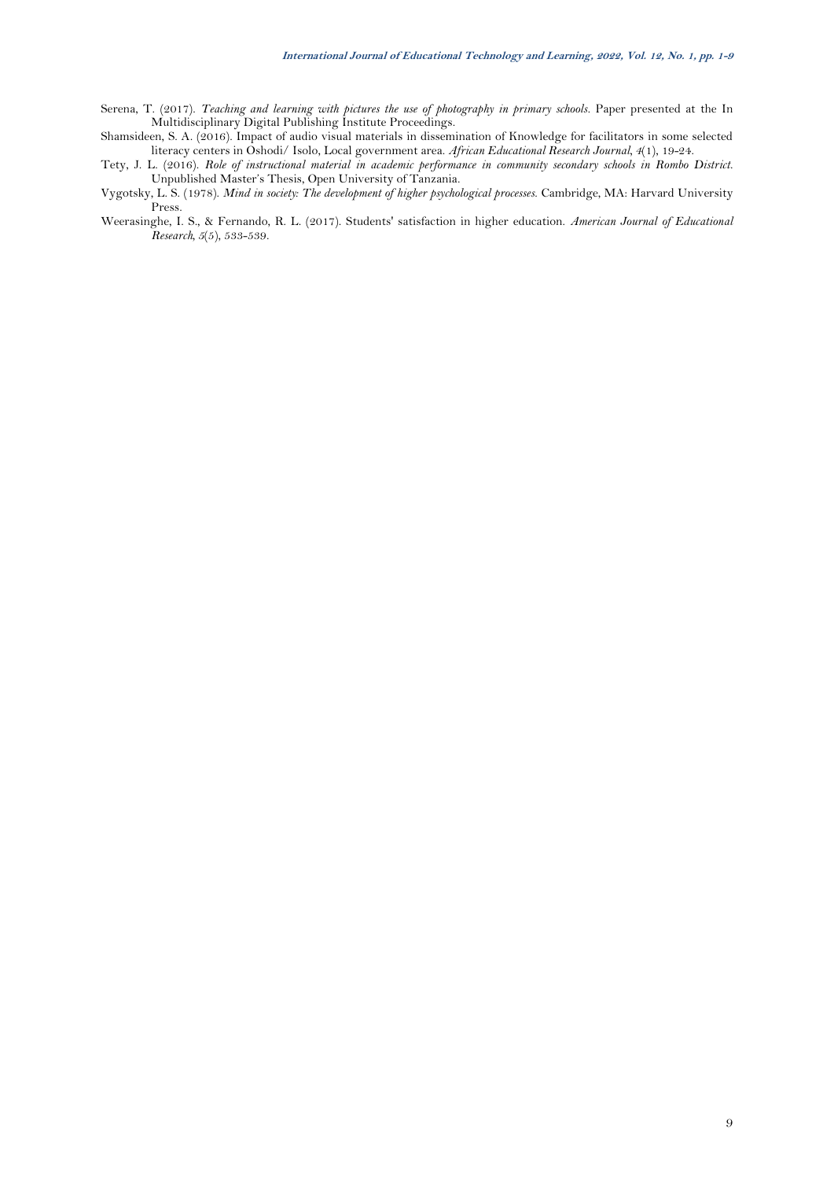Serena, T. (2017). *Teaching and learning with pictures the use of photography in primary schools*. Paper presented at the In Multidisciplinary Digital Publishing Institute Proceedings.

Shamsideen, S. A. (2016). Impact of audio visual materials in dissemination of Knowledge for facilitators in some selected literacy centers in Oshodi/ Isolo, Local government area. *African Educational Research Journal*, *4*(1), 19-24.

Tety, J. L. (2016). *Role of instructional material in academic performance in community secondary schools in Rombo District*. Unpublished Master's Thesis, Open University of Tanzania.

Vygotsky, L. S. (1978). *Mind in society: The development of higher psychological processes*. Cambridge, MA: Harvard University Press.

Weerasinghe, I. S., & Fernando, R. L. (2017). Students' satisfaction in higher education. *American Journal of Educational Research*, *5*(5), 533-539.